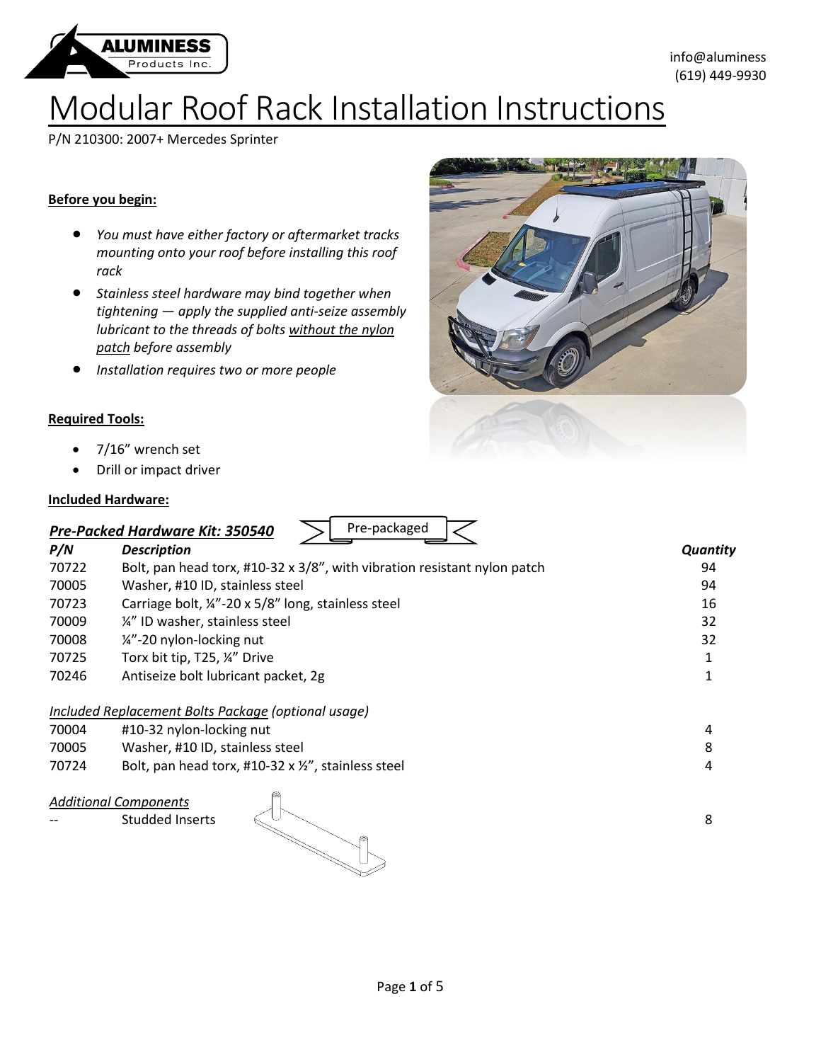ALUMINESS Products Inc.

info@aluminess
(619) 449-9930

# Modular Roof Rack Installation Instructions

P/N 210300: 2007+ Mercedes Sprinter

**Before you begin:**

- *You must have either factory or aftermarket tracks mounting onto your roof before installing this roof rack*
- *Stainless steel hardware may bind together when tightening — apply the supplied anti-seize assembly lubricant to the threads of bolts <u>without the nylon patch</u> before assembly*
- *Installation requires two or more people*

**Required Tools:**

- 7/16" wrench set
- Drill or impact driver

**Included Hardware:**

***Pre-Packed Hardware Kit: 350540*** Pre-packaged

| ***P/N*** | ***Description*** | ***Quantity*** |
|---|---|---|
| 70722 | Bolt, pan head torx, #10-32 x 3/8", with vibration resistant nylon patch | 94 |
| 70005 | Washer, #10 ID, stainless steel | 94 |
| 70723 | Carriage bolt, ¼"-20 x 5/8" long, stainless steel | 16 |
| 70009 | ¼" ID washer, stainless steel | 32 |
| 70008 | ¼"-20 nylon-locking nut | 32 |
| 70725 | Torx bit tip, T25, ¼" Drive | 1 |
| 70246 | Antiseize bolt lubricant packet, 2g | 1 |

*<u>Included Replacement Bolts Package</u> (optional usage)*

| P/N | Description | Quantity |
|---|---|---|
| 70004 | #10-32 nylon-locking nut | 4 |
| 70005 | Washer, #10 ID, stainless steel | 8 |
| 70724 | Bolt, pan head torx, #10-32 x ½", stainless steel | 4 |

*<u>Additional Components</u>*

| P/N | Description | Quantity |
|---|---|---|
| -- | Studded Inserts | 8 |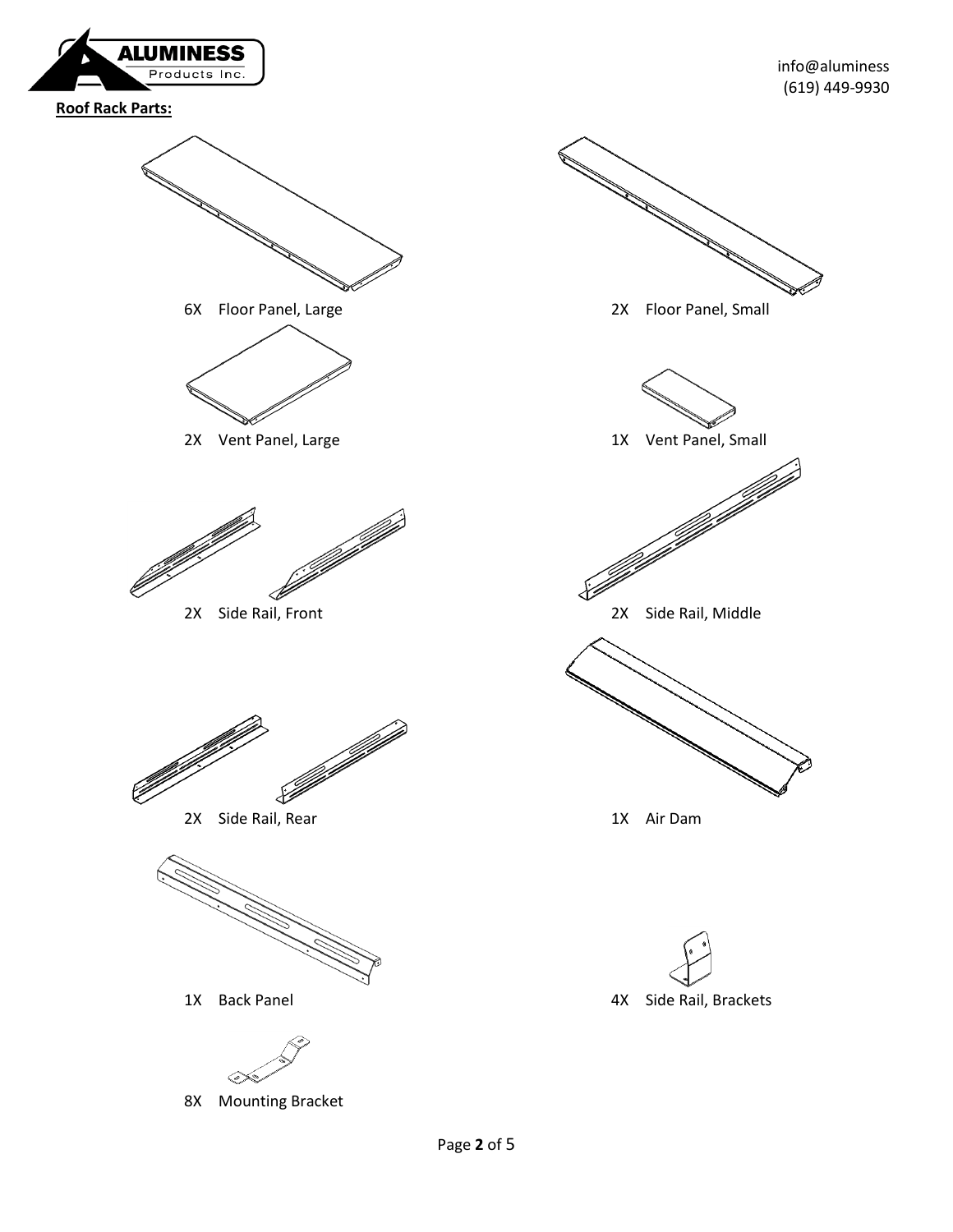ALUMINESS Products Inc.

info@aluminess
(619) 449-9930

**Roof Rack Parts:**

6X Floor Panel, Large

2X Floor Panel, Small

2X Vent Panel, Large

1X Vent Panel, Small

2X Side Rail, Front

2X Side Rail, Middle

2X Side Rail, Rear

1X Air Dam

1X Back Panel

4X Side Rail, Brackets

8X Mounting Bracket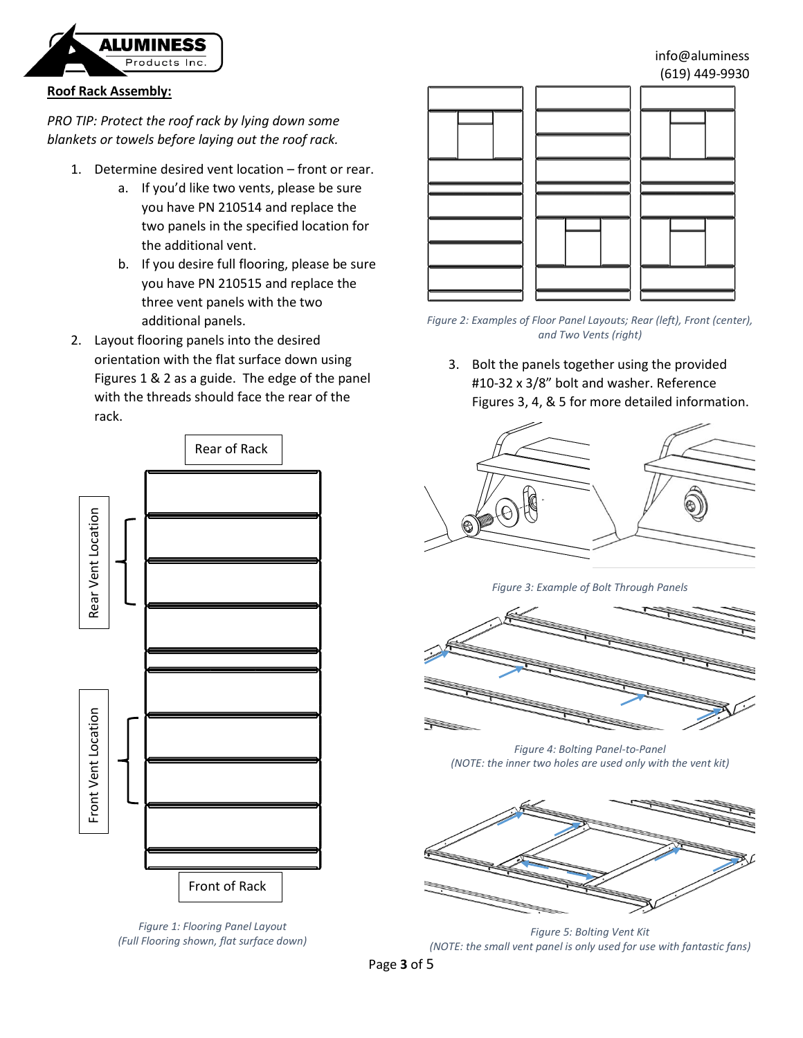## Roof Rack Assembly:

*PRO TIP: Protect the roof rack by lying down some blankets or towels before laying out the roof rack.*

1. Determine desired vent location – front or rear.
   a. If you'd like two vents, please be sure you have PN 210514 and replace the two panels in the specified location for the additional vent.
   b. If you desire full flooring, please be sure you have PN 210515 and replace the three vent panels with the two additional panels.
2. Layout flooring panels into the desired orientation with the flat surface down using Figures 1 & 2 as a guide. The edge of the panel with the threads should face the rear of the rack.

Rear of Rack

Rear Vent Location

Front Vent Location

Front of Rack

*Figure 1: Flooring Panel Layout (Full Flooring shown, flat surface down)*

*Figure 2: Examples of Floor Panel Layouts; Rear (left), Front (center), and Two Vents (right)*

3. Bolt the panels together using the provided #10-32 x 3/8" bolt and washer. Reference Figures 3, 4, & 5 for more detailed information.

*Figure 3: Example of Bolt Through Panels*

*Figure 4: Bolting Panel-to-Panel (NOTE: the inner two holes are used only with the vent kit)*

*Figure 5: Bolting Vent Kit (NOTE: the small vent panel is only used for use with fantastic fans)*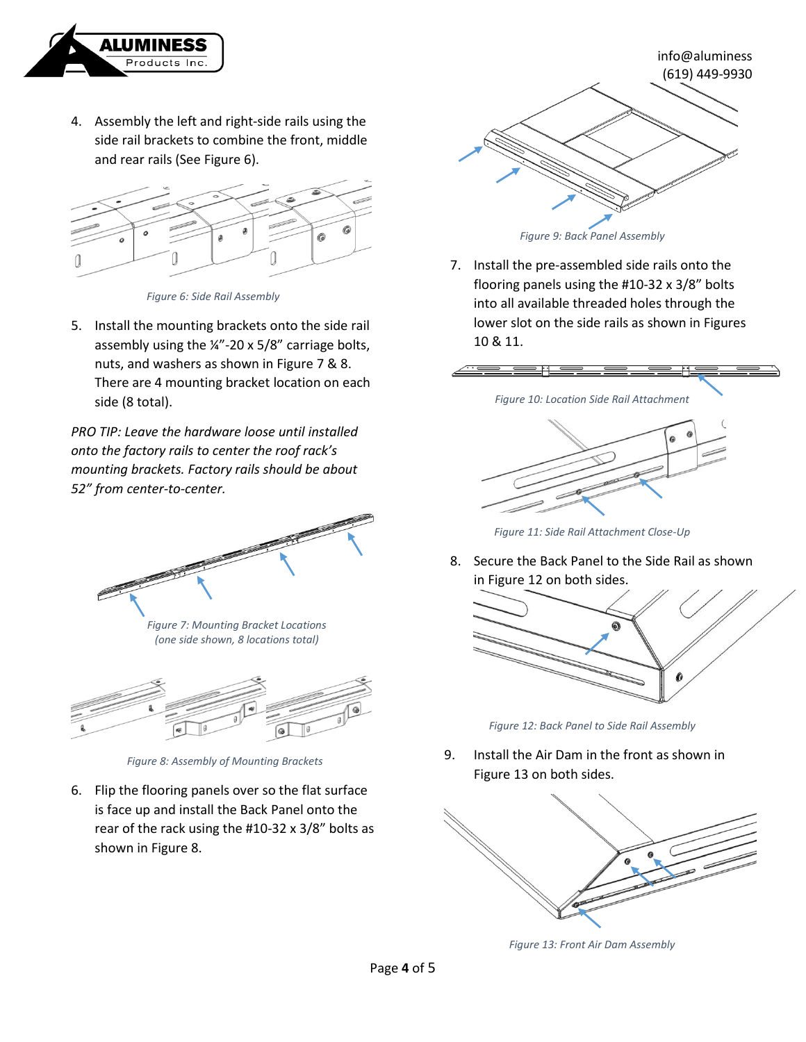4. Assembly the left and right-side rails using the side rail brackets to combine the front, middle and rear rails (See Figure 6).

*Figure 6: Side Rail Assembly*

5. Install the mounting brackets onto the side rail assembly using the ¼"-20 x 5/8" carriage bolts, nuts, and washers as shown in Figure 7 & 8. There are 4 mounting bracket location on each side (8 total).

*PRO TIP: Leave the hardware loose until installed onto the factory rails to center the roof rack's mounting brackets. Factory rails should be about 52" from center-to-center.*

*Figure 7: Mounting Bracket Locations (one side shown, 8 locations total)*

*Figure 8: Assembly of Mounting Brackets*

6. Flip the flooring panels over so the flat surface is face up and install the Back Panel onto the rear of the rack using the #10-32 x 3/8" bolts as shown in Figure 8.

*Figure 9: Back Panel Assembly*

7. Install the pre-assembled side rails onto the flooring panels using the #10-32 x 3/8" bolts into all available threaded holes through the lower slot on the side rails as shown in Figures 10 & 11.

*Figure 10: Location Side Rail Attachment*

*Figure 11: Side Rail Attachment Close-Up*

8. Secure the Back Panel to the Side Rail as shown in Figure 12 on both sides.

*Figure 12: Back Panel to Side Rail Assembly*

9. Install the Air Dam in the front as shown in Figure 13 on both sides.

*Figure 13: Front Air Dam Assembly*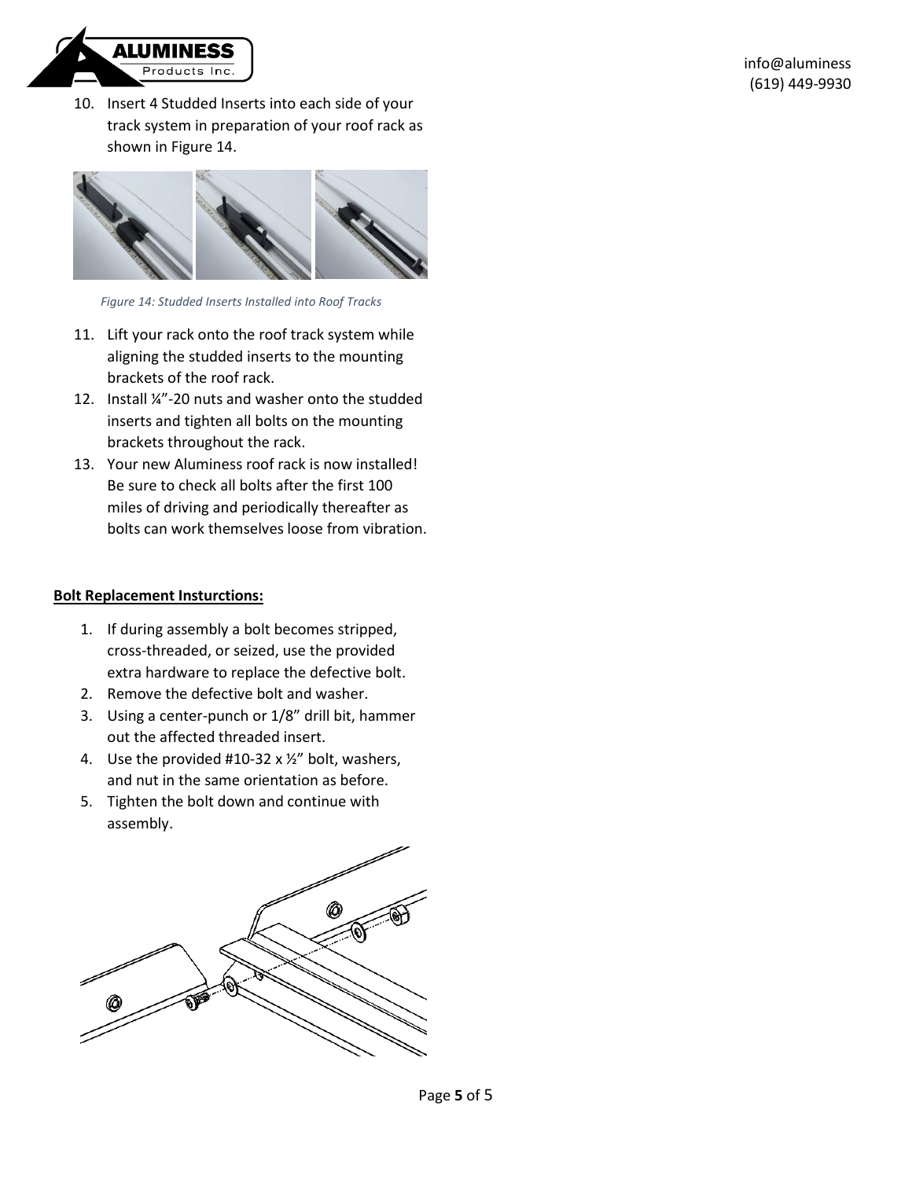10. Insert 4 Studded Inserts into each side of your track system in preparation of your roof rack as shown in Figure 14.

*Figure 14: Studded Inserts Installed into Roof Tracks*

11. Lift your rack onto the roof track system while aligning the studded inserts to the mounting brackets of the roof rack.
12. Install ¼"-20 nuts and washer onto the studded inserts and tighten all bolts on the mounting brackets throughout the rack.
13. Your new Aluminess roof rack is now installed! Be sure to check all bolts after the first 100 miles of driving and periodically thereafter as bolts can work themselves loose from vibration.

**Bolt Replacement Insturctions:**

1. If during assembly a bolt becomes stripped, cross-threaded, or seized, use the provided extra hardware to replace the defective bolt.
2. Remove the defective bolt and washer.
3. Using a center-punch or 1/8" drill bit, hammer out the affected threaded insert.
4. Use the provided #10-32 x ½" bolt, washers, and nut in the same orientation as before.
5. Tighten the bolt down and continue with assembly.